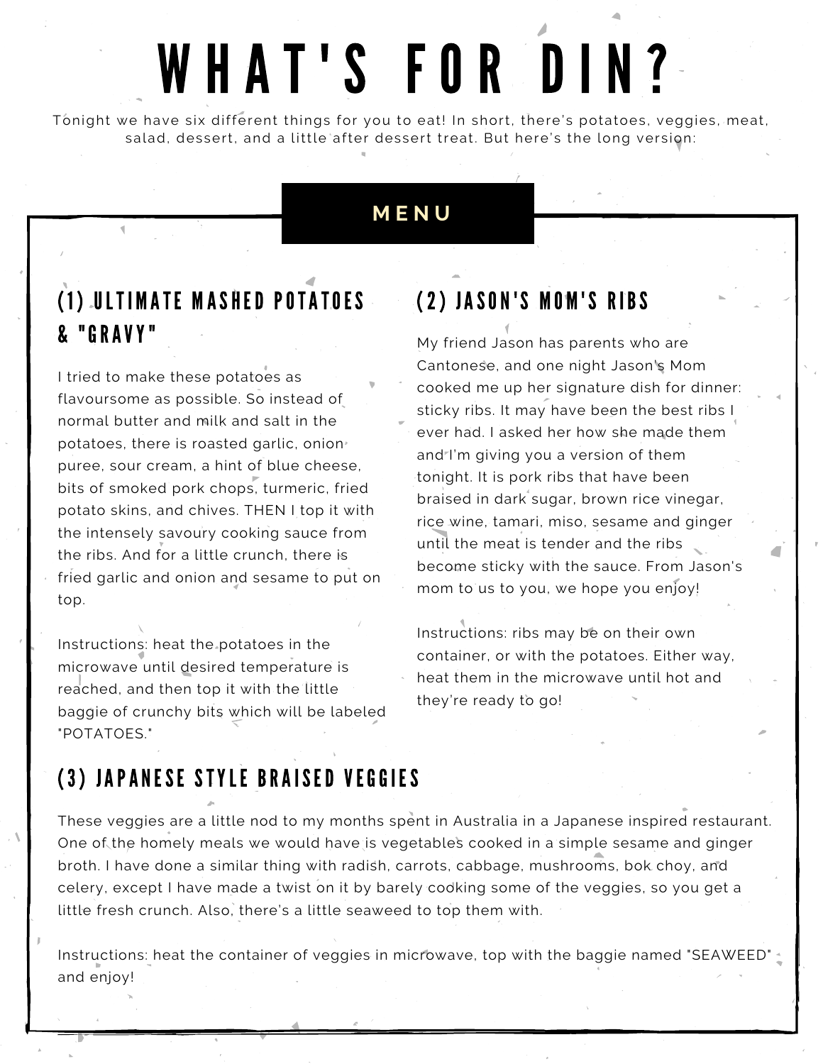# WHAT'S FOR DIN?

Tonight we have six different things for you to eat! In short, there's potatoes, veggies, meat, salad, dessert, and a little after dessert treat. But here's the long version:

## MENU

### (1) ULTIMATE MASHED POTATOES & "GRAVY"

I tried to make these potatoes as flavoursome as possible. So instead of normal butter and milk and salt in the potatoes, there is roasted garlic, onion puree, sour cream, a hint of blue cheese, bits of smoked pork chops, turmeric, fried potato skins, and chives. THEN I top it with the intensely savoury cooking sauce from the ribs. And for a little crunch, there is fried garlic and onion and sesame to put on top.

Instructions: heat the potatoes in the microwave until desired temperature is reached, and then top it with the little baggie of crunchy bits which will be labeled "POTATOES."

### (2) JASON'S MOM'S RIBS

My friend Jason has parents who are Cantonese, and one night Jason's Mom cooked me up her signature dish for dinner: sticky ribs. It may have been the best ribs I ever had. I asked her how she made them and I'm giving you a version of them tonight. It is pork ribs that have been braised in dark sugar, brown rice vinegar, rice wine, tamari, miso, sesame and ginger until the meat is tender and the ribs become sticky with the sauce. From Jason's mom to us to you, we hope you enjoy!

Instructions: ribs may be on their own container, or with the potatoes. Either way, heat them in the microwave until hot and they're ready to go!

### (3) JAPANESE STYLE BRAISED VEGGIES

These veggies are a little nod to my months spent in Australia in a Japanese inspired restaurant. One of the homely meals we would have is vegetables cooked in a simple sesame and ginger broth. I have done a similar thing with radish, carrots, cabbage, mushrooms, bok choy, and celery, except I have made a twist on it by barely cooking some of the veggies, so you get a little fresh crunch. Also, there's a little seaweed to top them with.

Instructions: heat the container of veggies in microwave, top with the baggie named "SEAWEED" and enjoy!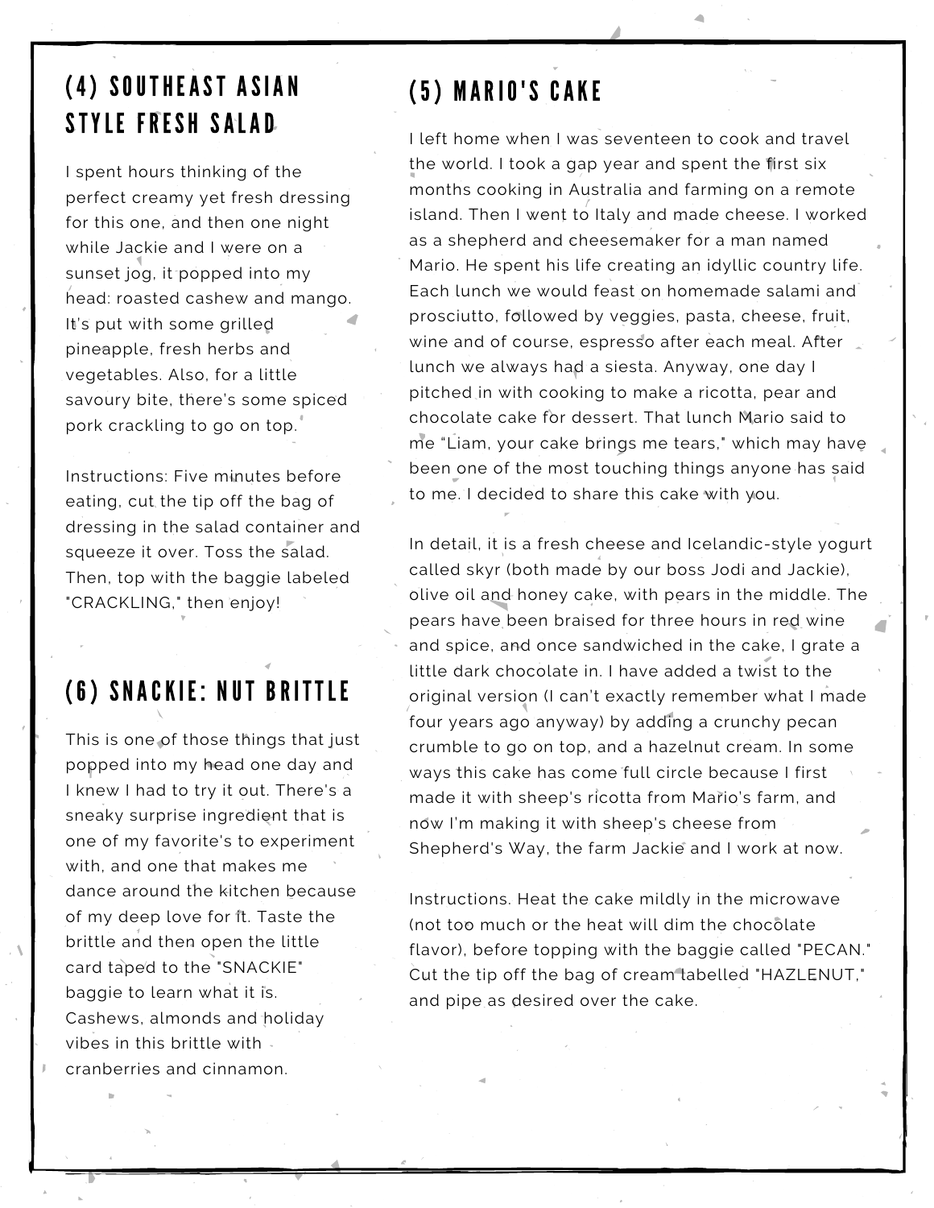## (4) SOUTHEAST ASIAN STYLE FRESH SALAD

I spent hours thinking of the perfect creamy yet fresh dressing for this one, and then one night while Jackie and I were on a sunset jog, it popped into my head: roasted cashew and mango. It's put with some grilled pineapple, fresh herbs and vegetables. Also, for a little savoury bite, there's some spiced pork crackling to go on top.

Instructions: Five minutes before eating, cut the tip off the bag of dressing in the salad container and squeeze it over. Toss the salad. Then, top with the baggie labeled "CRACKLING," then enjoy!

## (6) SNACKIE: NUT BRITTLE

This is one of those things that just popped into my head one day and I knew I had to try it out. There's a sneaky surprise ingredient that is one of my favorite's to experiment with, and one that makes me dance around the kitchen because of my deep love for it. Taste the brittle and then open the little card taped to the "SNACKIE" baggie to learn what it is. Cashews, almonds and holiday vibes in this brittle with cranberries and cinnamon.

## (5) MARIO'S CAKE

I left home when I was seventeen to cook and travel the world. I took a gap year and spent the first six months cooking in Australia and farming on a remote island. Then I went to Italy and made cheese. I worked as a shepherd and cheesemaker for a man named Mario. He spent his life creating an idyllic country life. Each lunch we would feast on homemade salami and prosciutto, followed by veggies, pasta, cheese, fruit, wine and of course, espresso after each meal. After lunch we always had a siesta. Anyway, one day I pitched in with cooking to make a ricotta, pear and chocolate cake for dessert. That lunch Mario said to me "Liam, your cake brings me tears," which may have been one of the most touching things anyone has said to me. I decided to share this cake with you.

In detail, it is a fresh cheese and Icelandic-style yogurt called skyr (both made by our boss Jodi and Jackie), olive oil and honey cake, with pears in the middle. The pears have been braised for three hours in red wine and spice, and once sandwiched in the cake, I grate a little dark chocolate in. I have added a twist to the original version (I can't exactly remember what I made four years ago anyway) by adding a crunchy pecan crumble to go on top, and a hazelnut cream. In some ways this cake has come full circle because I first made it with sheep's ricotta from Mario's farm, and now I'm making it with sheep's cheese from Shepherd's Way, the farm Jackie and I work at now.

Instructions. Heat the cake mildly in the microwave (not too much or the heat will dim the chocolate flavor), before topping with the baggie called "PECAN." Cut the tip off the bag of cream labelled "HAZLENUT," and pipe as desired over the cake.